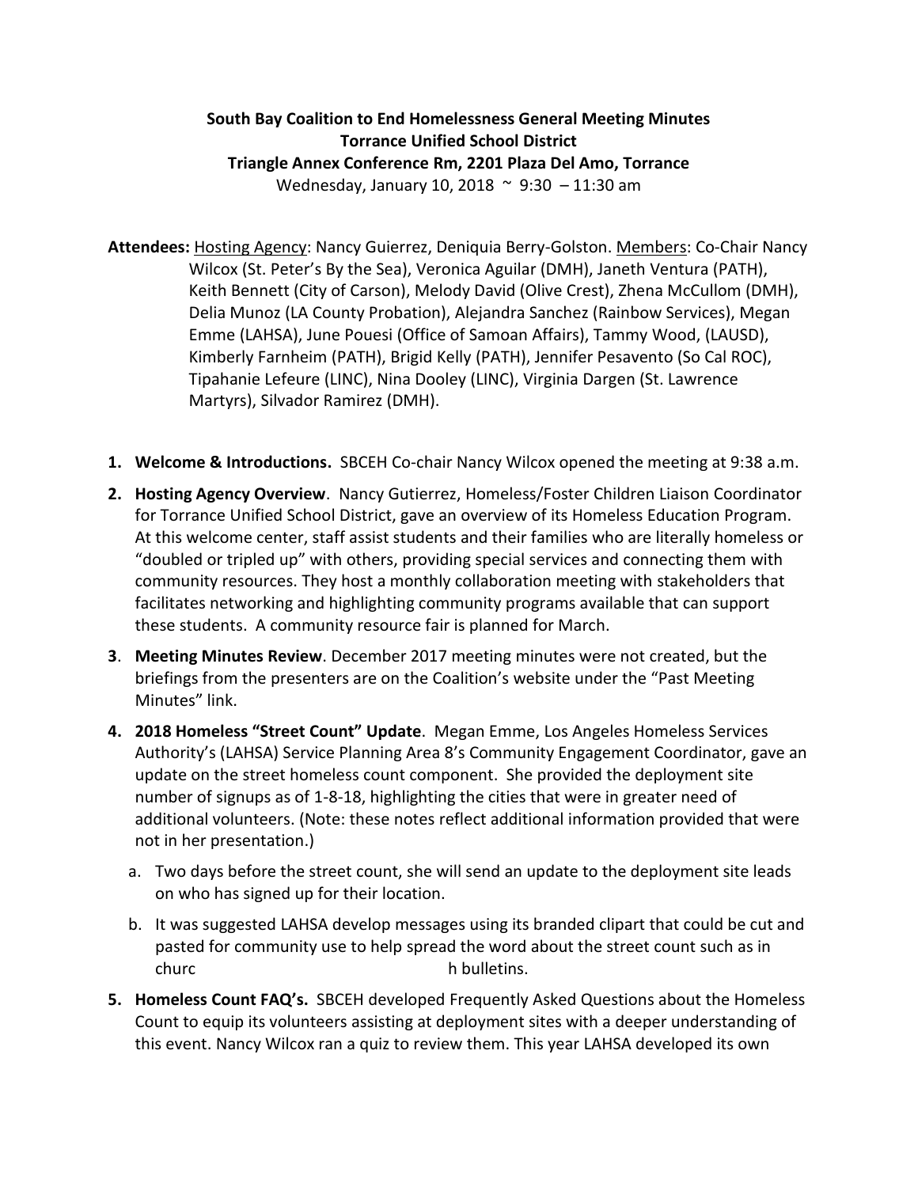**South Bay Coalition to End Homelessness General Meeting Minutes**
**Torrance Unified School District**
**Triangle Annex Conference Rm, 2201 Plaza Del Amo, Torrance**
Wednesday, January 10, 2018 ~ 9:30 – 11:30 am

**Attendees:** Hosting Agency: Nancy Guierrez, Deniquia Berry-Golston. Members: Co-Chair Nancy Wilcox (St. Peter's By the Sea), Veronica Aguilar (DMH), Janeth Ventura (PATH), Keith Bennett (City of Carson), Melody David (Olive Crest), Zhena McCullom (DMH), Delia Munoz (LA County Probation), Alejandra Sanchez (Rainbow Services), Megan Emme (LAHSA), June Pouesi (Office of Samoan Affairs), Tammy Wood, (LAUSD), Kimberly Farnheim (PATH), Brigid Kelly (PATH), Jennifer Pesavento (So Cal ROC), Tipahanie Lefeure (LINC), Nina Dooley (LINC), Virginia Dargen (St. Lawrence Martyrs), Silvador Ramirez (DMH).

1. **Welcome & Introductions.** SBCEH Co-chair Nancy Wilcox opened the meeting at 9:38 a.m.
2. **Hosting Agency Overview**. Nancy Gutierrez, Homeless/Foster Children Liaison Coordinator for Torrance Unified School District, gave an overview of its Homeless Education Program. At this welcome center, staff assist students and their families who are literally homeless or "doubled or tripled up" with others, providing special services and connecting them with community resources. They host a monthly collaboration meeting with stakeholders that facilitates networking and highlighting community programs available that can support these students. A community resource fair is planned for March.
3. **Meeting Minutes Review**. December 2017 meeting minutes were not created, but the briefings from the presenters are on the Coalition's website under the "Past Meeting Minutes" link.
4. **2018 Homeless "Street Count" Update**. Megan Emme, Los Angeles Homeless Services Authority's (LAHSA) Service Planning Area 8's Community Engagement Coordinator, gave an update on the street homeless count component. She provided the deployment site number of signups as of 1-8-18, highlighting the cities that were in greater need of additional volunteers. (Note: these notes reflect additional information provided that were not in her presentation.)
   a. Two days before the street count, she will send an update to the deployment site leads on who has signed up for their location.
   b. It was suggested LAHSA develop messages using its branded clipart that could be cut and pasted for community use to help spread the word about the street count such as in church bulletins.
5. **Homeless Count FAQ's.** SBCEH developed Frequently Asked Questions about the Homeless Count to equip its volunteers assisting at deployment sites with a deeper understanding of this event. Nancy Wilcox ran a quiz to review them. This year LAHSA developed its own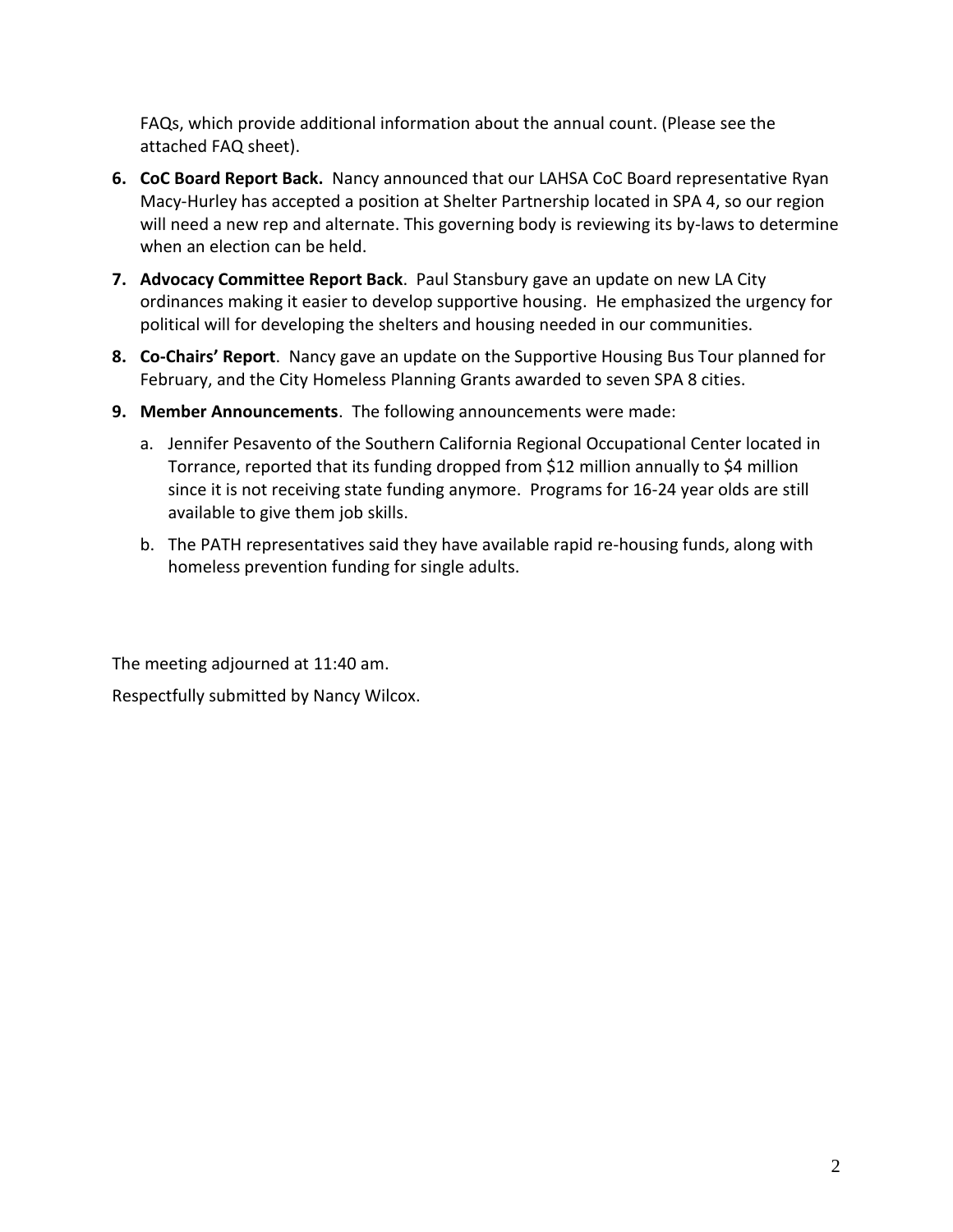FAQs, which provide additional information about the annual count. (Please see the attached FAQ sheet).

6. **CoC Board Report Back.** Nancy announced that our LAHSA CoC Board representative Ryan Macy-Hurley has accepted a position at Shelter Partnership located in SPA 4, so our region will need a new rep and alternate. This governing body is reviewing its by-laws to determine when an election can be held.
7. **Advocacy Committee Report Back**. Paul Stansbury gave an update on new LA City ordinances making it easier to develop supportive housing. He emphasized the urgency for political will for developing the shelters and housing needed in our communities.
8. **Co-Chairs' Report**. Nancy gave an update on the Supportive Housing Bus Tour planned for February, and the City Homeless Planning Grants awarded to seven SPA 8 cities.
9. **Member Announcements**. The following announcements were made:
   a. Jennifer Pesavento of the Southern California Regional Occupational Center located in Torrance, reported that its funding dropped from $12 million annually to $4 million since it is not receiving state funding anymore. Programs for 16-24 year olds are still available to give them job skills.
   b. The PATH representatives said they have available rapid re-housing funds, along with homeless prevention funding for single adults.

The meeting adjourned at 11:40 am.

Respectfully submitted by Nancy Wilcox.